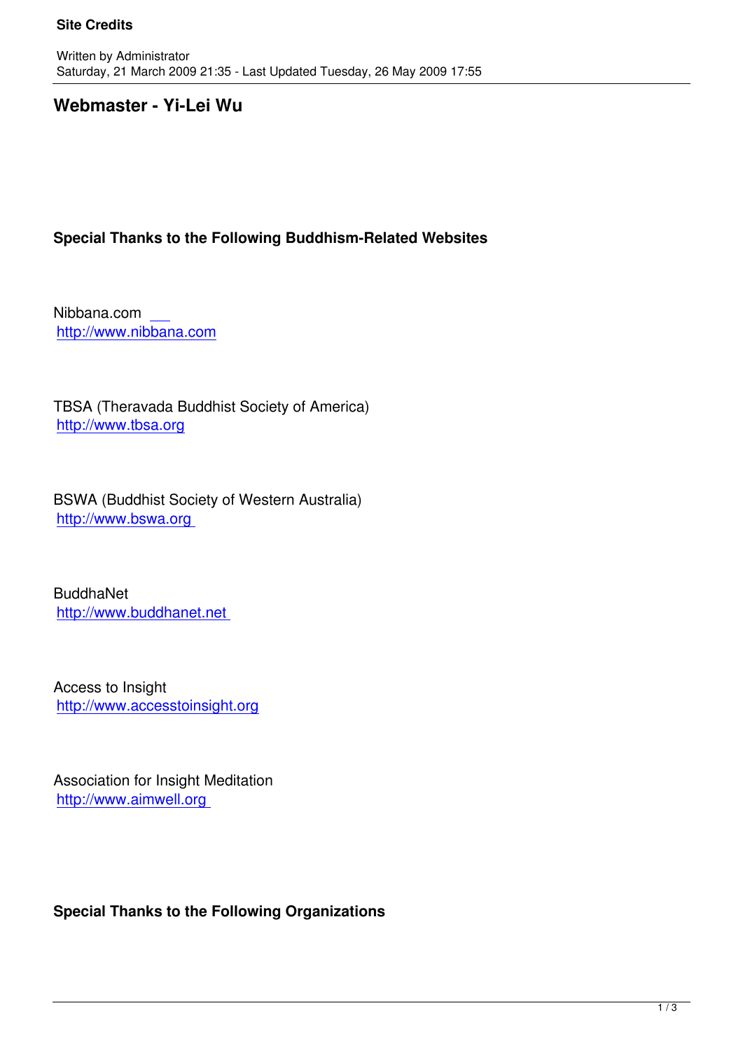# Site Credits

Written by Administrator
Saturday, 21 March 2009 21:35 - Last Updated Tuesday, 26 May 2009 17:55

## Webmaster - Yi-Lei Wu

## Special Thanks to the Following Buddhism-Related Websites

Nibbana.com
http://www.nibbana.com

TBSA (Theravada Buddhist Society of America)
http://www.tbsa.org

BSWA (Buddhist Society of Western Australia)
http://www.bswa.org

BuddhaNet
http://www.buddhanet.net

Access to Insight
http://www.accesstoinsight.org

Association for Insight Meditation
http://www.aimwell.org

## Special Thanks to the Following Organizations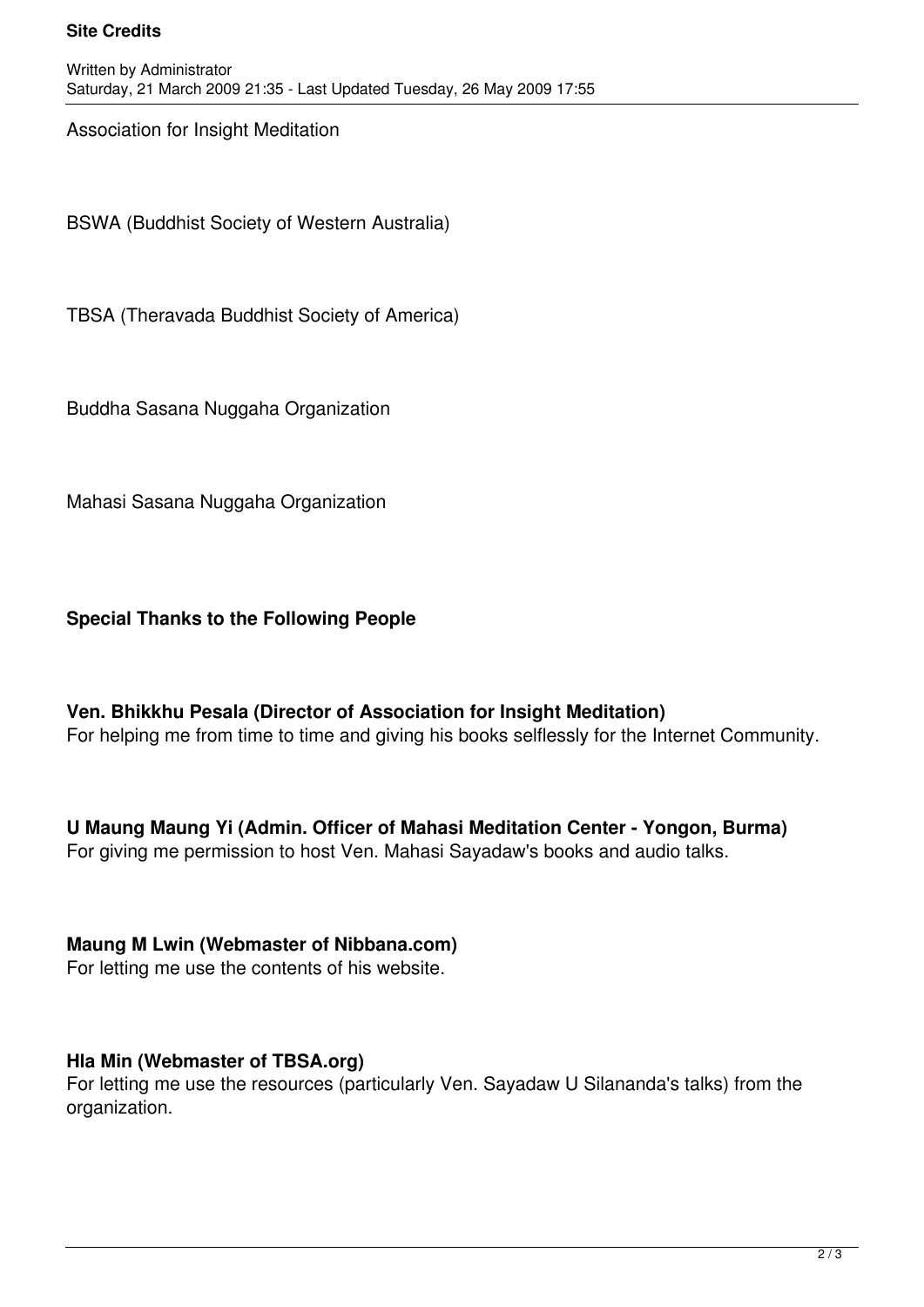Association for Insight Meditation

BSWA (Buddhist Society of Western Australia)

TBSA (Theravada Buddhist Society of America)

Buddha Sasana Nuggaha Organization

Mahasi Sasana Nuggaha Organization

**Special Thanks to the Following People**

**Ven. Bhikkhu Pesala (Director of Association for Insight Meditation)**
For helping me from time to time and giving his books selflessly for the Internet Community.

**U Maung Maung Yi (Admin. Officer of Mahasi Meditation Center - Yongon, Burma)**
For giving me permission to host Ven. Mahasi Sayadaw's books and audio talks.

**Maung M Lwin (Webmaster of Nibbana.com)**
For letting me use the contents of his website.

**Hla Min (Webmaster of TBSA.org)**
For letting me use the resources (particularly Ven. Sayadaw U Silananda's talks) from the organization.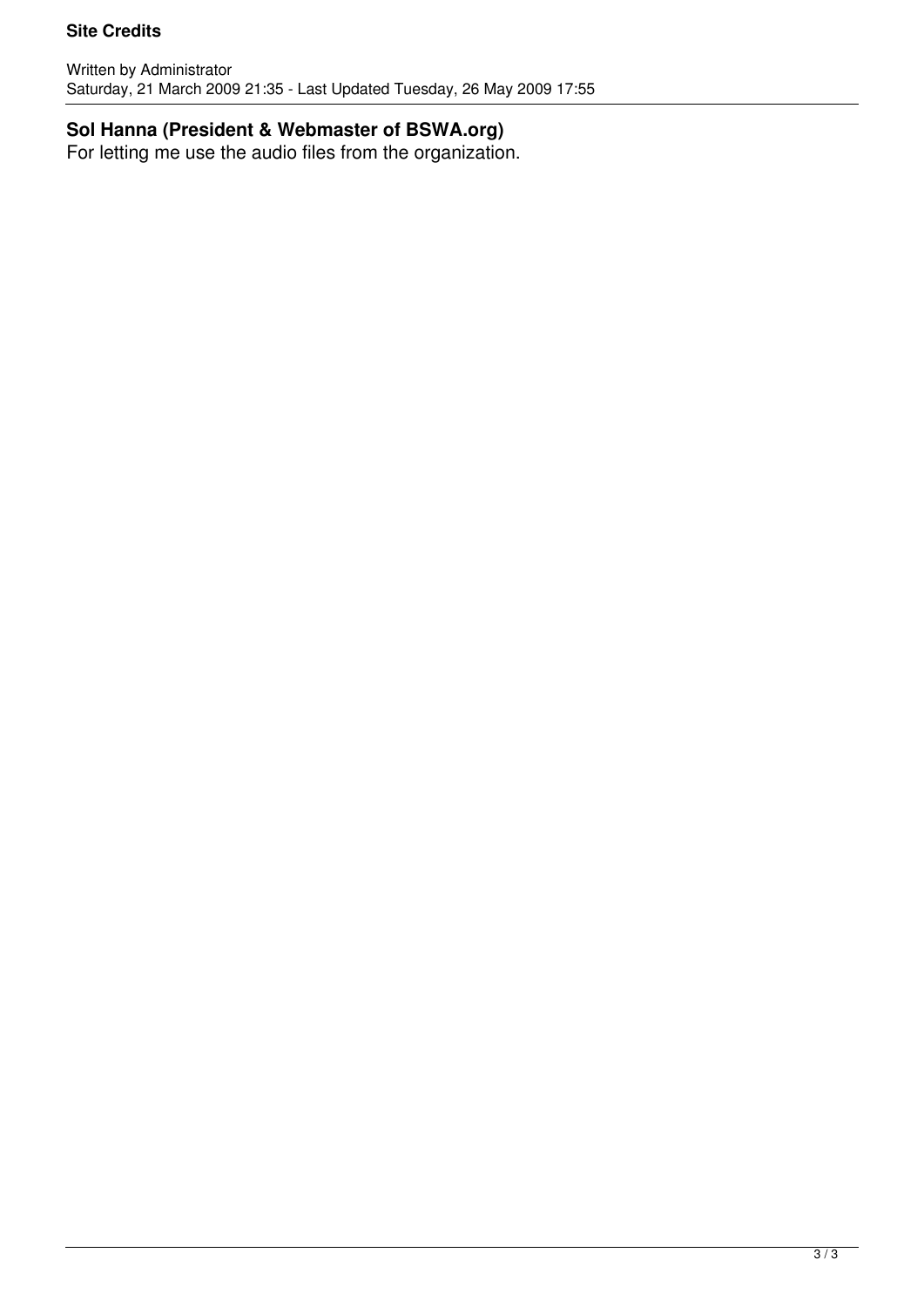**Sol Hanna (President & Webmaster of BSWA.org)**

For letting me use the audio files from the organization.